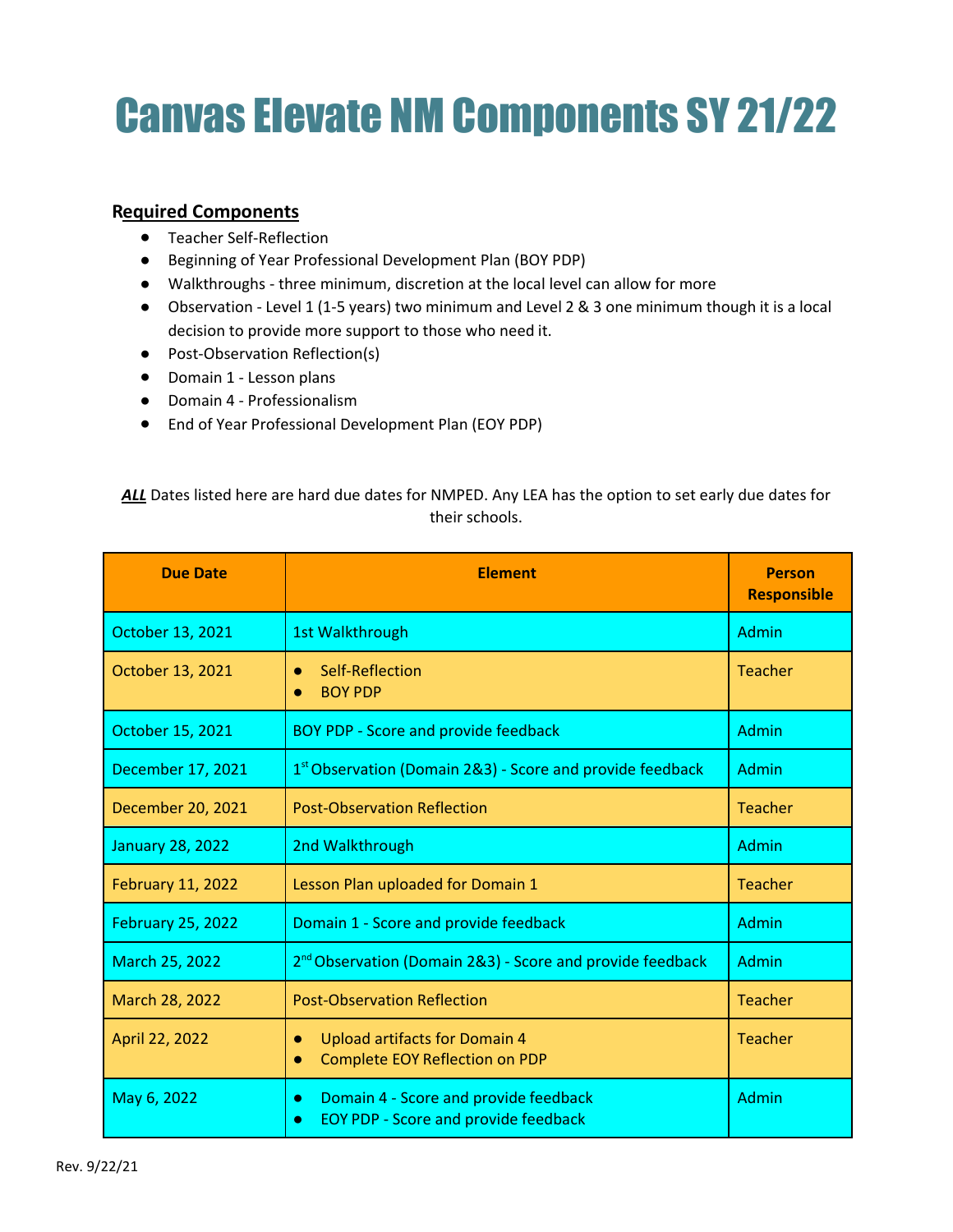# Canvas Elevate NM Components SY 21/22

## Required Components

- Teacher Self-Reflection
- Beginning of Year Professional Development Plan (BOY PDP)
- Walkthroughs - three minimum, discretion at the local level can allow for more
- Observation - Level 1 (1-5 years) two minimum and Level 2 & 3 one minimum though it is a local decision to provide more support to those who need it.
- Post-Observation Reflection(s)
- Domain 1 - Lesson plans
- Domain 4 - Professionalism
- End of Year Professional Development Plan (EOY PDP)

***ALL*** Dates listed here are hard due dates for NMPED. Any LEA has the option to set early due dates for their schools.

| Due Date | Element | Person Responsible |
|---|---|---|
| October 13, 2021 | 1st Walkthrough | Admin |
| October 13, 2021 | • Self-Reflection<br>• BOY PDP | Teacher |
| October 15, 2021 | BOY PDP - Score and provide feedback | Admin |
| December 17, 2021 | 1st Observation (Domain 2&3) - Score and provide feedback | Admin |
| December 20, 2021 | Post-Observation Reflection | Teacher |
| January 28, 2022 | 2nd Walkthrough | Admin |
| February 11, 2022 | Lesson Plan uploaded for Domain 1 | Teacher |
| February 25, 2022 | Domain 1 - Score and provide feedback | Admin |
| March 25, 2022 | 2nd Observation (Domain 2&3) - Score and provide feedback | Admin |
| March 28, 2022 | Post-Observation Reflection | Teacher |
| April 22, 2022 | • Upload artifacts for Domain 4<br>• Complete EOY Reflection on PDP | Teacher |
| May 6, 2022 | • Domain 4 - Score and provide feedback<br>• EOY PDP - Score and provide feedback | Admin |

Rev. 9/22/21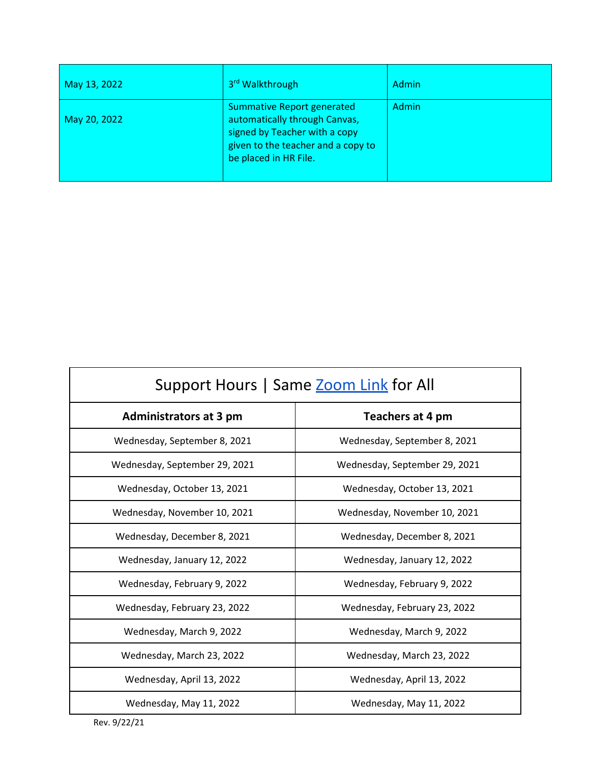| | | |
|---|---|---|
| May 13, 2022 | 3rd Walkthrough | Admin |
| May 20, 2022 | Summative Report generated automatically through Canvas, signed by Teacher with a copy given to the teacher and a copy to be placed in HR File. | Admin |

| Support Hours \| Same Zoom Link for All | |
|---|---|
| **Administrators at 3 pm** | **Teachers at 4 pm** |
| Wednesday, September 8, 2021 | Wednesday, September 8, 2021 |
| Wednesday, September 29, 2021 | Wednesday, September 29, 2021 |
| Wednesday, October 13, 2021 | Wednesday, October 13, 2021 |
| Wednesday, November 10, 2021 | Wednesday, November 10, 2021 |
| Wednesday, December 8, 2021 | Wednesday, December 8, 2021 |
| Wednesday, January 12, 2022 | Wednesday, January 12, 2022 |
| Wednesday, February 9, 2022 | Wednesday, February 9, 2022 |
| Wednesday, February 23, 2022 | Wednesday, February 23, 2022 |
| Wednesday, March 9, 2022 | Wednesday, March 9, 2022 |
| Wednesday, March 23, 2022 | Wednesday, March 23, 2022 |
| Wednesday, April 13, 2022 | Wednesday, April 13, 2022 |
| Wednesday, May 11, 2022 | Wednesday, May 11, 2022 |

Rev. 9/22/21